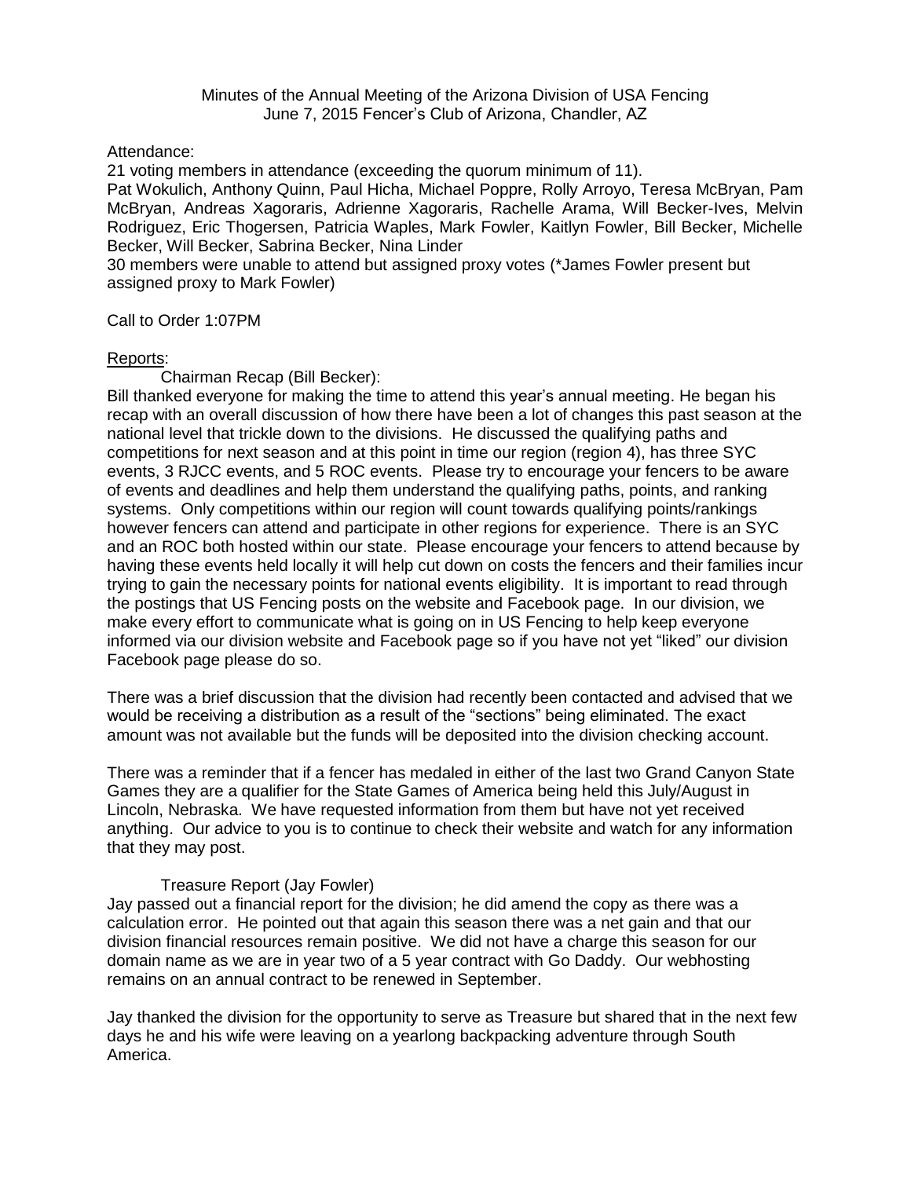Minutes of the Annual Meeting of the Arizona Division of USA Fencing
June 7, 2015 Fencer's Club of Arizona, Chandler, AZ

Attendance:

21 voting members in attendance (exceeding the quorum minimum of 11).

Pat Wokulich, Anthony Quinn, Paul Hicha, Michael Poppre, Rolly Arroyo, Teresa McBryan, Pam McBryan, Andreas Xagoraris, Adrienne Xagoraris, Rachelle Arama, Will Becker-Ives, Melvin Rodriguez, Eric Thogersen, Patricia Waples, Mark Fowler, Kaitlyn Fowler, Bill Becker, Michelle Becker, Will Becker, Sabrina Becker, Nina Linder

30 members were unable to attend but assigned proxy votes (*James Fowler present but assigned proxy to Mark Fowler)

Call to Order 1:07PM

<u>Reports</u>:

Chairman Recap (Bill Becker):

Bill thanked everyone for making the time to attend this year's annual meeting. He began his recap with an overall discussion of how there have been a lot of changes this past season at the national level that trickle down to the divisions. He discussed the qualifying paths and competitions for next season and at this point in time our region (region 4), has three SYC events, 3 RJCC events, and 5 ROC events. Please try to encourage your fencers to be aware of events and deadlines and help them understand the qualifying paths, points, and ranking systems. Only competitions within our region will count towards qualifying points/rankings however fencers can attend and participate in other regions for experience. There is an SYC and an ROC both hosted within our state. Please encourage your fencers to attend because by having these events held locally it will help cut down on costs the fencers and their families incur trying to gain the necessary points for national events eligibility. It is important to read through the postings that US Fencing posts on the website and Facebook page. In our division, we make every effort to communicate what is going on in US Fencing to help keep everyone informed via our division website and Facebook page so if you have not yet "liked" our division Facebook page please do so.

There was a brief discussion that the division had recently been contacted and advised that we would be receiving a distribution as a result of the "sections" being eliminated. The exact amount was not available but the funds will be deposited into the division checking account.

There was a reminder that if a fencer has medaled in either of the last two Grand Canyon State Games they are a qualifier for the State Games of America being held this July/August in Lincoln, Nebraska. We have requested information from them but have not yet received anything. Our advice to you is to continue to check their website and watch for any information that they may post.

Treasure Report (Jay Fowler)

Jay passed out a financial report for the division; he did amend the copy as there was a calculation error. He pointed out that again this season there was a net gain and that our division financial resources remain positive. We did not have a charge this season for our domain name as we are in year two of a 5 year contract with Go Daddy. Our webhosting remains on an annual contract to be renewed in September.

Jay thanked the division for the opportunity to serve as Treasure but shared that in the next few days he and his wife were leaving on a yearlong backpacking adventure through South America.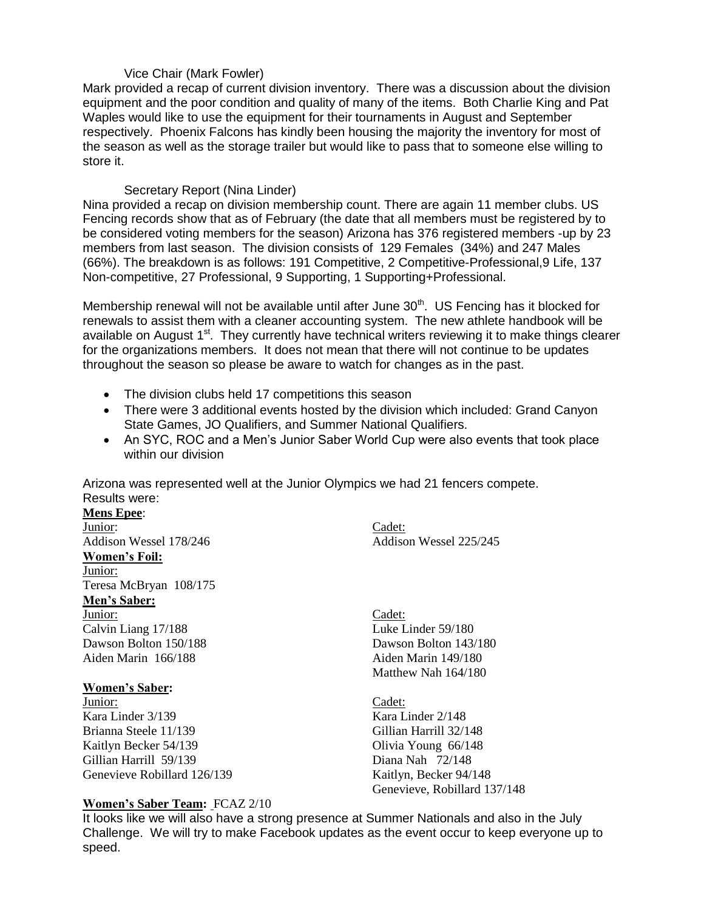Vice Chair (Mark Fowler)

Mark provided a recap of current division inventory. There was a discussion about the division equipment and the poor condition and quality of many of the items. Both Charlie King and Pat Waples would like to use the equipment for their tournaments in August and September respectively. Phoenix Falcons has kindly been housing the majority the inventory for most of the season as well as the storage trailer but would like to pass that to someone else willing to store it.

Secretary Report (Nina Linder)

Nina provided a recap on division membership count. There are again 11 member clubs. US Fencing records show that as of February (the date that all members must be registered by to be considered voting members for the season) Arizona has 376 registered members -up by 23 members from last season. The division consists of 129 Females (34%) and 247 Males (66%). The breakdown is as follows: 191 Competitive, 2 Competitive-Professional,9 Life, 137 Non-competitive, 27 Professional, 9 Supporting, 1 Supporting+Professional.

Membership renewal will not be available until after June 30th. US Fencing has it blocked for renewals to assist them with a cleaner accounting system. The new athlete handbook will be available on August 1st. They currently have technical writers reviewing it to make things clearer for the organizations members. It does not mean that there will not continue to be updates throughout the season so please be aware to watch for changes as in the past.

- The division clubs held 17 competitions this season
- There were 3 additional events hosted by the division which included: Grand Canyon State Games, JO Qualifiers, and Summer National Qualifiers.
- An SYC, ROC and a Men's Junior Saber World Cup were also events that took place within our division

Arizona was represented well at the Junior Olympics we had 21 fencers compete.
Results were:

**Mens Epee**:

| Junior: | Cadet: |
|---|---|
| Addison Wessel 178/246 | Addison Wessel 225/245 |

**Women's Foil:**

| Junior: |
|---|
| Teresa McBryan 108/175 |

**Men's Saber:**

| Junior: | Cadet: |
|---|---|
| Calvin Liang 17/188 | Luke Linder 59/180 |
| Dawson Bolton 150/188 | Dawson Bolton 143/180 |
| Aiden Marin 166/188 | Aiden Marin 149/180 |
| | Matthew Nah 164/180 |

**Women's Saber:**

| Junior: | Cadet: |
|---|---|
| Kara Linder 3/139 | Kara Linder 2/148 |
| Brianna Steele 11/139 | Gillian Harrill 32/148 |
| Kaitlyn Becker 54/139 | Olivia Young 66/148 |
| Gillian Harrill 59/139 | Diana Nah 72/148 |
| Genevieve Robillard 126/139 | Kaitlyn, Becker 94/148 |
| | Genevieve, Robillard 137/148 |

**Women's Saber Team:** FCAZ 2/10

It looks like we will also have a strong presence at Summer Nationals and also in the July Challenge. We will try to make Facebook updates as the event occur to keep everyone up to speed.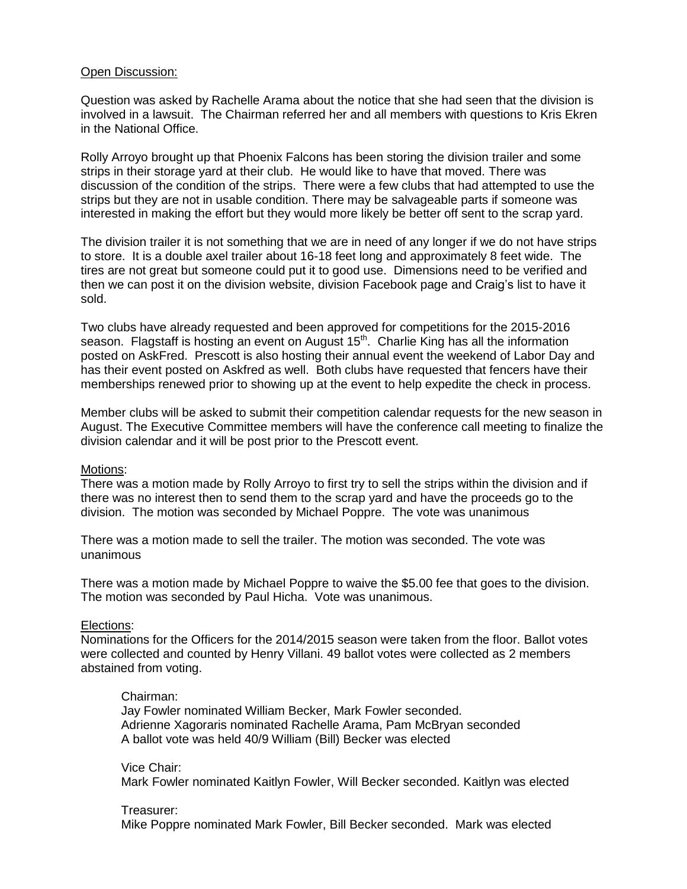Open Discussion:

Question was asked by Rachelle Arama about the notice that she had seen that the division is involved in a lawsuit. The Chairman referred her and all members with questions to Kris Ekren in the National Office.

Rolly Arroyo brought up that Phoenix Falcons has been storing the division trailer and some strips in their storage yard at their club. He would like to have that moved. There was discussion of the condition of the strips. There were a few clubs that had attempted to use the strips but they are not in usable condition. There may be salvageable parts if someone was interested in making the effort but they would more likely be better off sent to the scrap yard.

The division trailer it is not something that we are in need of any longer if we do not have strips to store. It is a double axel trailer about 16-18 feet long and approximately 8 feet wide. The tires are not great but someone could put it to good use. Dimensions need to be verified and then we can post it on the division website, division Facebook page and Craig's list to have it sold.

Two clubs have already requested and been approved for competitions for the 2015-2016 season. Flagstaff is hosting an event on August 15th. Charlie King has all the information posted on AskFred. Prescott is also hosting their annual event the weekend of Labor Day and has their event posted on Askfred as well. Both clubs have requested that fencers have their memberships renewed prior to showing up at the event to help expedite the check in process.

Member clubs will be asked to submit their competition calendar requests for the new season in August. The Executive Committee members will have the conference call meeting to finalize the division calendar and it will be post prior to the Prescott event.

Motions:
There was a motion made by Rolly Arroyo to first try to sell the strips within the division and if there was no interest then to send them to the scrap yard and have the proceeds go to the division. The motion was seconded by Michael Poppre. The vote was unanimous

There was a motion made to sell the trailer. The motion was seconded. The vote was unanimous

There was a motion made by Michael Poppre to waive the $5.00 fee that goes to the division. The motion was seconded by Paul Hicha. Vote was unanimous.

Elections:
Nominations for the Officers for the 2014/2015 season were taken from the floor. Ballot votes were collected and counted by Henry Villani. 49 ballot votes were collected as 2 members abstained from voting.

Chairman:
Jay Fowler nominated William Becker, Mark Fowler seconded.
Adrienne Xagoraris nominated Rachelle Arama, Pam McBryan seconded
A ballot vote was held 40/9 William (Bill) Becker was elected

Vice Chair:
Mark Fowler nominated Kaitlyn Fowler, Will Becker seconded. Kaitlyn was elected

Treasurer:
Mike Poppre nominated Mark Fowler, Bill Becker seconded. Mark was elected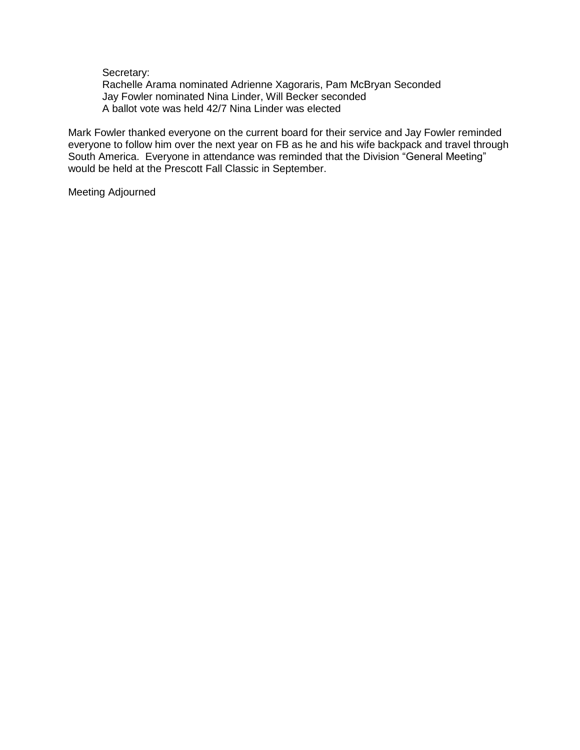Secretary:
Rachelle Arama nominated Adrienne Xagoraris, Pam McBryan Seconded
Jay Fowler nominated Nina Linder, Will Becker seconded
A ballot vote was held 42/7 Nina Linder was elected

Mark Fowler thanked everyone on the current board for their service and Jay Fowler reminded everyone to follow him over the next year on FB as he and his wife backpack and travel through South America. Everyone in attendance was reminded that the Division "General Meeting" would be held at the Prescott Fall Classic in September.

Meeting Adjourned